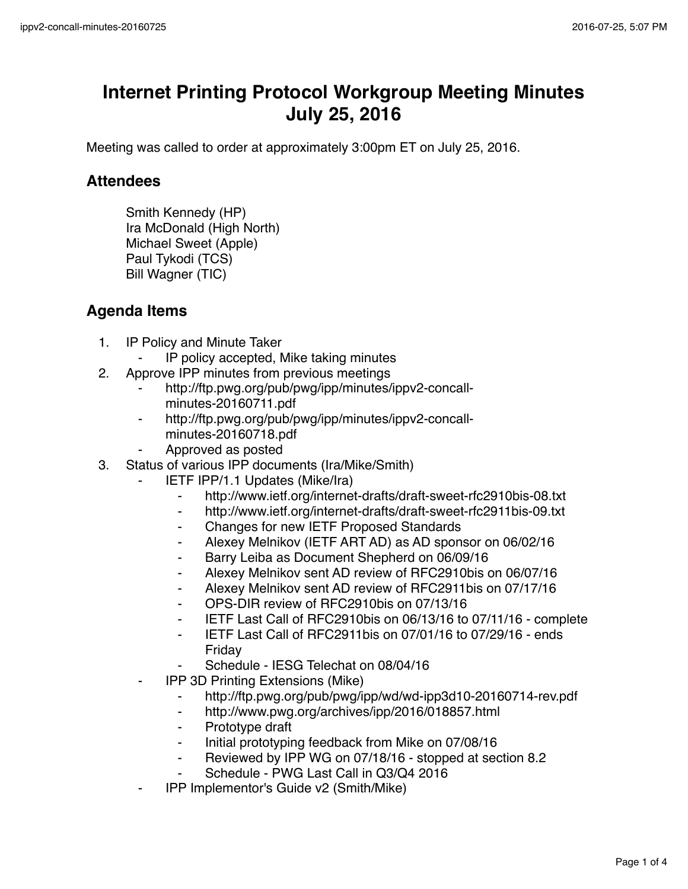# Internet Printing Protocol Workgroup Meeting Minutes
# July 25, 2016

Meeting was called to order at approximately 3:00pm ET on July 25, 2016.

## Attendees

Smith Kennedy (HP)
Ira McDonald (High North)
Michael Sweet (Apple)
Paul Tykodi (TCS)
Bill Wagner (TIC)

## Agenda Items

1. IP Policy and Minute Taker
   - IP policy accepted, Mike taking minutes
2. Approve IPP minutes from previous meetings
   - http://ftp.pwg.org/pub/pwg/ipp/minutes/ippv2-concall-minutes-20160711.pdf
   - http://ftp.pwg.org/pub/pwg/ipp/minutes/ippv2-concall-minutes-20160718.pdf
   - Approved as posted
3. Status of various IPP documents (Ira/Mike/Smith)
   - IETF IPP/1.1 Updates (Mike/Ira)
     - http://www.ietf.org/internet-drafts/draft-sweet-rfc2910bis-08.txt
     - http://www.ietf.org/internet-drafts/draft-sweet-rfc2911bis-09.txt
     - Changes for new IETF Proposed Standards
     - Alexey Melnikov (IETF ART AD) as AD sponsor on 06/02/16
     - Barry Leiba as Document Shepherd on 06/09/16
     - Alexey Melnikov sent AD review of RFC2910bis on 06/07/16
     - Alexey Melnikov sent AD review of RFC2911bis on 07/17/16
     - OPS-DIR review of RFC2910bis on 07/13/16
     - IETF Last Call of RFC2910bis on 06/13/16 to 07/11/16 - complete
     - IETF Last Call of RFC2911bis on 07/01/16 to 07/29/16 - ends Friday
     - Schedule - IESG Telechat on 08/04/16
   - IPP 3D Printing Extensions (Mike)
     - http://ftp.pwg.org/pub/pwg/ipp/wd/wd-ipp3d10-20160714-rev.pdf
     - http://www.pwg.org/archives/ipp/2016/018857.html
     - Prototype draft
     - Initial prototyping feedback from Mike on 07/08/16
     - Reviewed by IPP WG on 07/18/16 - stopped at section 8.2
     - Schedule - PWG Last Call in Q3/Q4 2016
   - IPP Implementor's Guide v2 (Smith/Mike)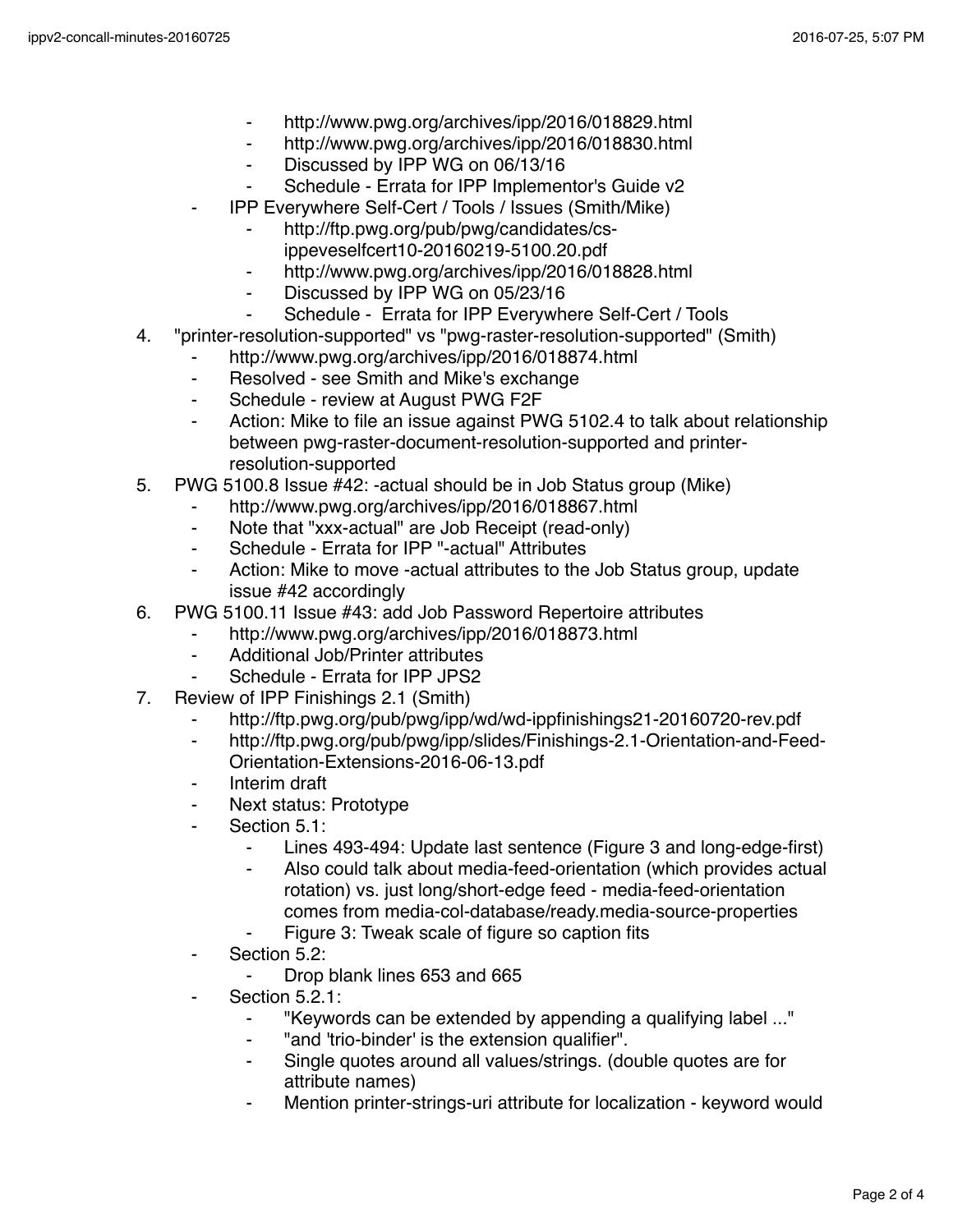- http://www.pwg.org/archives/ipp/2016/018829.html
        - http://www.pwg.org/archives/ipp/2016/018830.html
        - Discussed by IPP WG on 06/13/16
        - Schedule - Errata for IPP Implementor's Guide v2
    - IPP Everywhere Self-Cert / Tools / Issues (Smith/Mike)
        - http://ftp.pwg.org/pub/pwg/candidates/cs-ippeveselfcert10-20160219-5100.20.pdf
        - http://www.pwg.org/archives/ipp/2016/018828.html
        - Discussed by IPP WG on 05/23/16
        - Schedule - Errata for IPP Everywhere Self-Cert / Tools
4. "printer-resolution-supported" vs "pwg-raster-resolution-supported" (Smith)
    - http://www.pwg.org/archives/ipp/2016/018874.html
    - Resolved - see Smith and Mike's exchange
    - Schedule - review at August PWG F2F
    - Action: Mike to file an issue against PWG 5102.4 to talk about relationship between pwg-raster-document-resolution-supported and printer-resolution-supported
5. PWG 5100.8 Issue #42: -actual should be in Job Status group (Mike)
    - http://www.pwg.org/archives/ipp/2016/018867.html
    - Note that "xxx-actual" are Job Receipt (read-only)
    - Schedule - Errata for IPP "-actual" Attributes
    - Action: Mike to move -actual attributes to the Job Status group, update issue #42 accordingly
6. PWG 5100.11 Issue #43: add Job Password Repertoire attributes
    - http://www.pwg.org/archives/ipp/2016/018873.html
    - Additional Job/Printer attributes
    - Schedule - Errata for IPP JPS2
7. Review of IPP Finishings 2.1 (Smith)
    - http://ftp.pwg.org/pub/pwg/ipp/wd/wd-ippfinishings21-20160720-rev.pdf
    - http://ftp.pwg.org/pub/pwg/ipp/slides/Finishings-2.1-Orientation-and-Feed-Orientation-Extensions-2016-06-13.pdf
    - Interim draft
    - Next status: Prototype
    - Section 5.1:
        - Lines 493-494: Update last sentence (Figure 3 and long-edge-first)
        - Also could talk about media-feed-orientation (which provides actual rotation) vs. just long/short-edge feed - media-feed-orientation comes from media-col-database/ready.media-source-properties
        - Figure 3: Tweak scale of figure so caption fits
    - Section 5.2:
        - Drop blank lines 653 and 665
    - Section 5.2.1:
        - "Keywords can be extended by appending a qualifying label ..."
        - "and 'trio-binder' is the extension qualifier".
        - Single quotes around all values/strings. (double quotes are for attribute names)
        - Mention printer-strings-uri attribute for localization - keyword would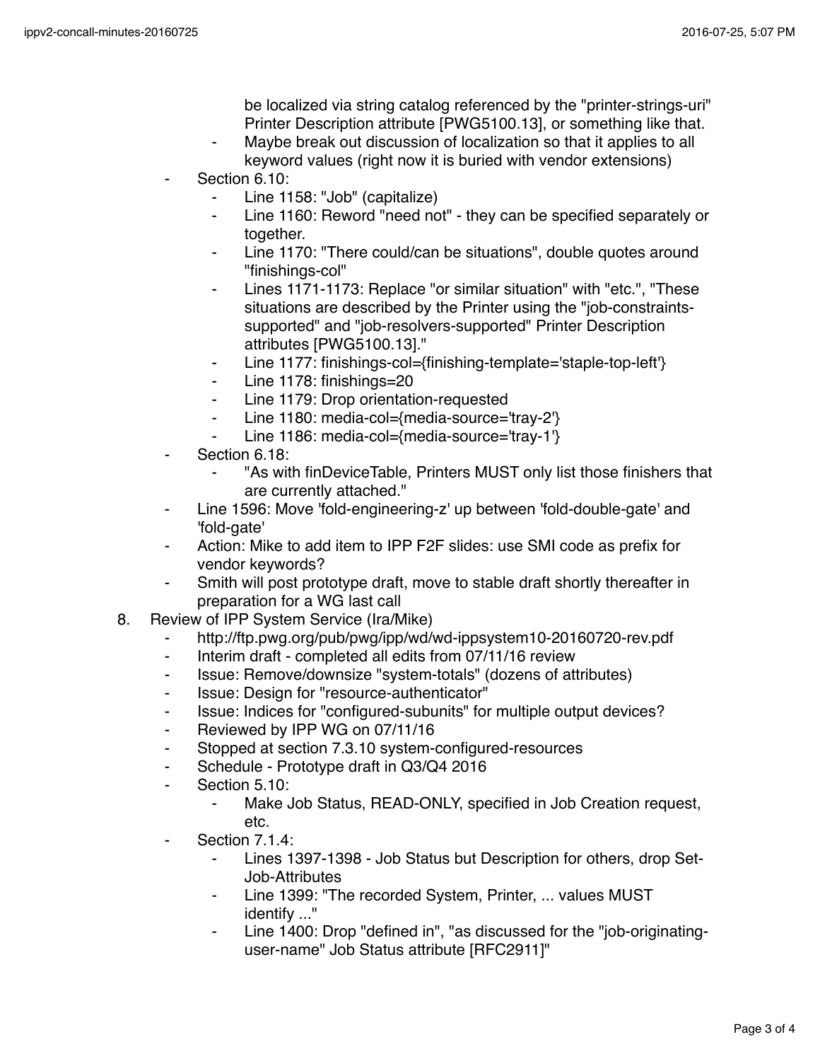- be localized via string catalog referenced by the "printer-strings-uri" Printer Description attribute [PWG5100.13], or something like that.
      - Maybe break out discussion of localization so that it applies to all keyword values (right now it is buried with vendor extensions)
   - Section 6.10:
      - Line 1158: "Job" (capitalize)
      - Line 1160: Reword "need not" - they can be specified separately or together.
      - Line 1170: "There could/can be situations", double quotes around "finishings-col"
      - Lines 1171-1173: Replace "or similar situation" with "etc.", "These situations are described by the Printer using the "job-constraints-supported" and "job-resolvers-supported" Printer Description attributes [PWG5100.13]."
      - Line 1177: finishings-col={finishing-template='staple-top-left'}
      - Line 1178: finishings=20
      - Line 1179: Drop orientation-requested
      - Line 1180: media-col={media-source='tray-2'}
      - Line 1186: media-col={media-source='tray-1'}
   - Section 6.18:
      - "As with finDeviceTable, Printers MUST only list those finishers that are currently attached."
   - Line 1596: Move 'fold-engineering-z' up between 'fold-double-gate' and 'fold-gate'
   - Action: Mike to add item to IPP F2F slides: use SMI code as prefix for vendor keywords?
   - Smith will post prototype draft, move to stable draft shortly thereafter in preparation for a WG last call

8. Review of IPP System Service (Ira/Mike)
   - http://ftp.pwg.org/pub/pwg/ipp/wd/wd-ippsystem10-20160720-rev.pdf
   - Interim draft - completed all edits from 07/11/16 review
   - Issue: Remove/downsize "system-totals" (dozens of attributes)
   - Issue: Design for "resource-authenticator"
   - Issue: Indices for "configured-subunits" for multiple output devices?
   - Reviewed by IPP WG on 07/11/16
   - Stopped at section 7.3.10 system-configured-resources
   - Schedule - Prototype draft in Q3/Q4 2016
   - Section 5.10:
      - Make Job Status, READ-ONLY, specified in Job Creation request, etc.
   - Section 7.1.4:
      - Lines 1397-1398 - Job Status but Description for others, drop Set-Job-Attributes
      - Line 1399: "The recorded System, Printer, ... values MUST identify ..."
      - Line 1400: Drop "defined in", "as discussed for the "job-originating-user-name" Job Status attribute [RFC2911]"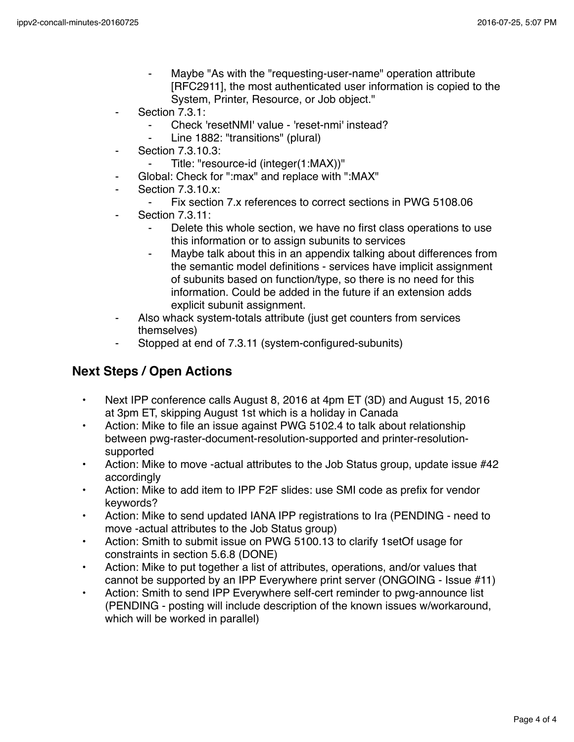- Maybe "As with the "requesting-user-name" operation attribute [RFC2911], the most authenticated user information is copied to the System, Printer, Resource, or Job object."
- Section 7.3.1:
    - Check 'resetNMI' value - 'reset-nmi' instead?
    - Line 1882: "transitions" (plural)
- Section 7.3.10.3:
    - Title: "resource-id (integer(1:MAX))"
- Global: Check for ":max" and replace with ":MAX"
- Section 7.3.10.x:
    - Fix section 7.x references to correct sections in PWG 5108.06
- Section 7.3.11:
    - Delete this whole section, we have no first class operations to use this information or to assign subunits to services
    - Maybe talk about this in an appendix talking about differences from the semantic model definitions - services have implicit assignment of subunits based on function/type, so there is no need for this information. Could be added in the future if an extension adds explicit subunit assignment.
- Also whack system-totals attribute (just get counters from services themselves)
- Stopped at end of 7.3.11 (system-configured-subunits)

## Next Steps / Open Actions

- Next IPP conference calls August 8, 2016 at 4pm ET (3D) and August 15, 2016 at 3pm ET, skipping August 1st which is a holiday in Canada
- Action: Mike to file an issue against PWG 5102.4 to talk about relationship between pwg-raster-document-resolution-supported and printer-resolution-supported
- Action: Mike to move -actual attributes to the Job Status group, update issue #42 accordingly
- Action: Mike to add item to IPP F2F slides: use SMI code as prefix for vendor keywords?
- Action: Mike to send updated IANA IPP registrations to Ira (PENDING - need to move -actual attributes to the Job Status group)
- Action: Smith to submit issue on PWG 5100.13 to clarify 1setOf usage for constraints in section 5.6.8 (DONE)
- Action: Mike to put together a list of attributes, operations, and/or values that cannot be supported by an IPP Everywhere print server (ONGOING - Issue #11)
- Action: Smith to send IPP Everywhere self-cert reminder to pwg-announce list (PENDING - posting will include description of the known issues w/workaround, which will be worked in parallel)